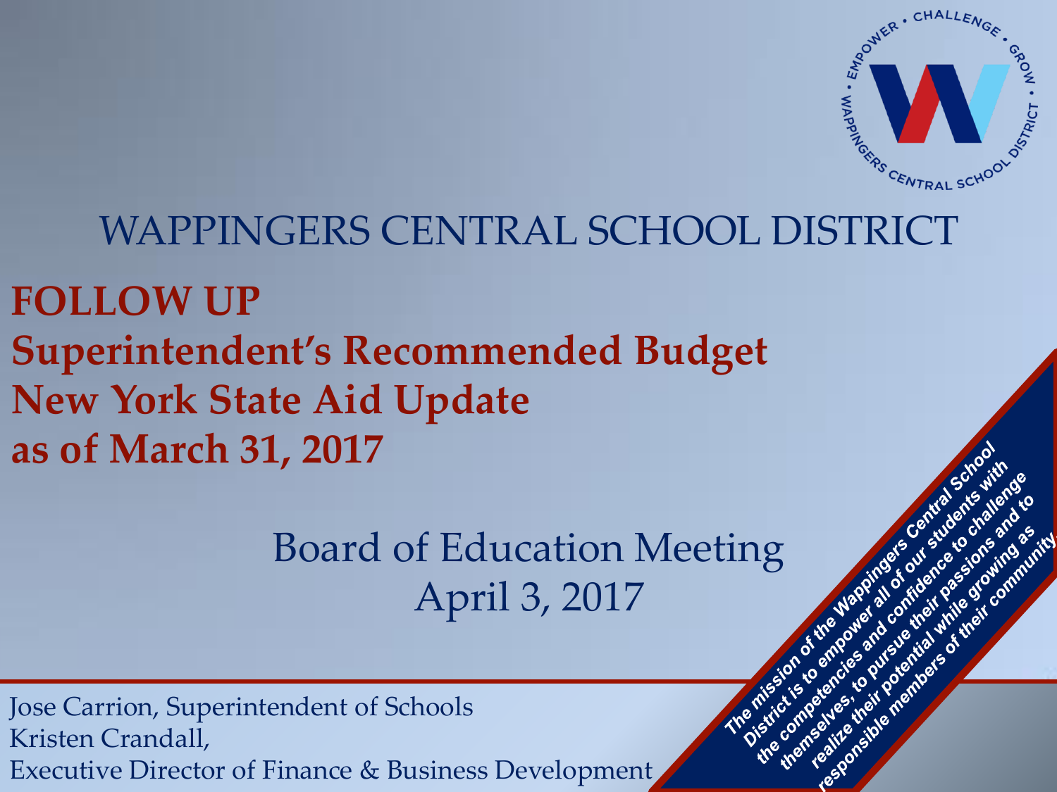EMPOWER • CHALLENGE • GROW • WAPPINGERS CENTRAL SCHOOL DISTRICT

# WAPPINGERS CENTRAL SCHOOL DISTRICT

## FOLLOW UP
## Superintendent's Recommended Budget
## New York State Aid Update
## as of March 31, 2017

Board of Education Meeting
April 3, 2017

Jose Carrion, Superintendent of Schools
Kristen Crandall,
Executive Director of Finance & Business Development

*The mission of the Wappingers Central School District is to empower all of our students with the competencies and confidence to challenge themselves, to pursue their passions and to realize their potential while growing as responsible members of their community.*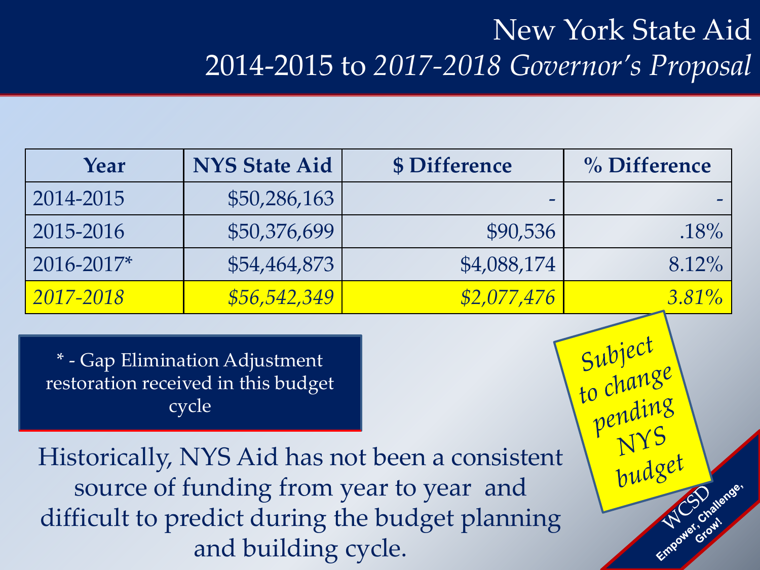# New York State Aid
## 2014-2015 to *2017-2018 Governor's Proposal*

| Year | NYS State Aid | $ Difference | % Difference |
|---|---|---|---|
| 2014-2015 | $50,286,163 | - | - |
| 2015-2016 | $50,376,699 | $90,536 | .18% |
| 2016-2017* | $54,464,873 | $4,088,174 | 8.12% |
| *2017-2018* | *$56,542,349* | *$2,077,476* | *3.81%* |

* - Gap Elimination Adjustment restoration received in this budget cycle

*Subject to change pending NYS budget*

Historically, NYS Aid has not been a consistent source of funding from year to year and difficult to predict during the budget planning and building cycle.

WCSD
Empower, Challenge, Grow!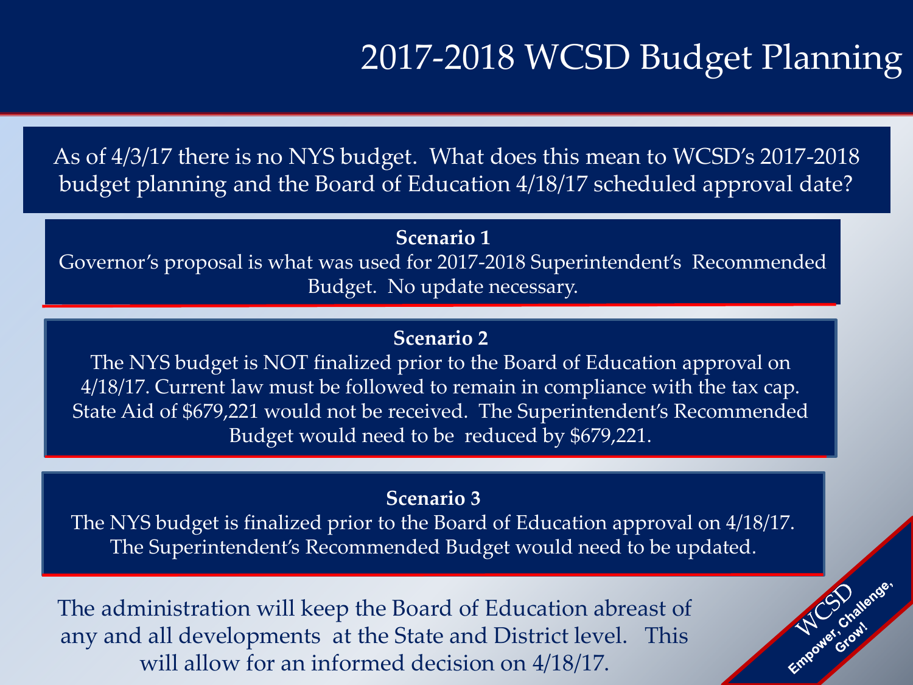# 2017-2018 WCSD Budget Planning

As of 4/3/17 there is no NYS budget. What does this mean to WCSD's 2017-2018 budget planning and the Board of Education 4/18/17 scheduled approval date?

**Scenario 1**

Governor's proposal is what was used for 2017-2018 Superintendent's Recommended Budget. No update necessary.

**Scenario 2**

The NYS budget is NOT finalized prior to the Board of Education approval on 4/18/17. Current law must be followed to remain in compliance with the tax cap. State Aid of $679,221 would not be received. The Superintendent's Recommended Budget would need to be reduced by $679,221.

**Scenario 3**

The NYS budget is finalized prior to the Board of Education approval on 4/18/17. The Superintendent's Recommended Budget would need to be updated.

The administration will keep the Board of Education abreast of any and all developments at the State and District level. This will allow for an informed decision on 4/18/17.

WCSD Empower, Challenge, Grow!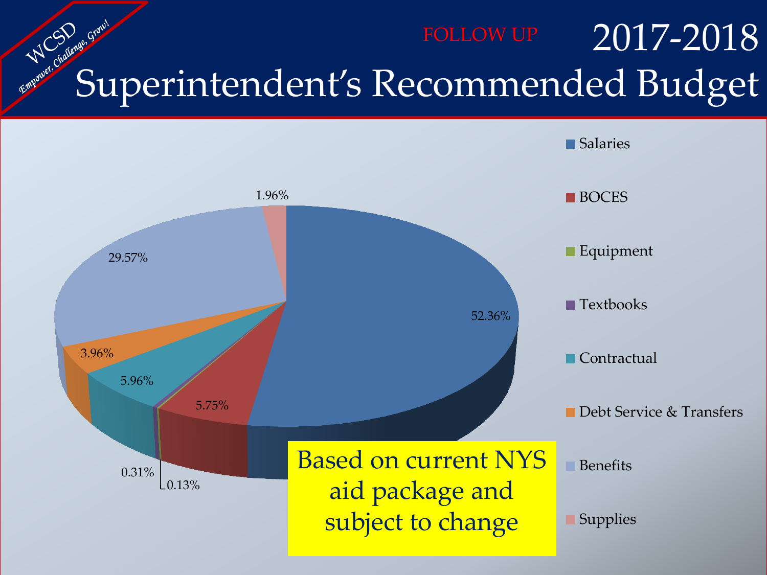# 2017-2018 Superintendent's Recommended Budget

FOLLOW UP

WCSD *Empower, Challenge, Grow!*

| Category | Percentage |
| --- | --- |
| Salaries | 52.36% |
| BOCES | 5.75% |
| Equipment | 0.13% |
| Textbooks | 0.31% |
| Contractual | 5.96% |
| Debt Service & Transfers | 3.96% |
| Benefits | 29.57% |
| Supplies | 1.96% |

Based on current NYS aid package and subject to change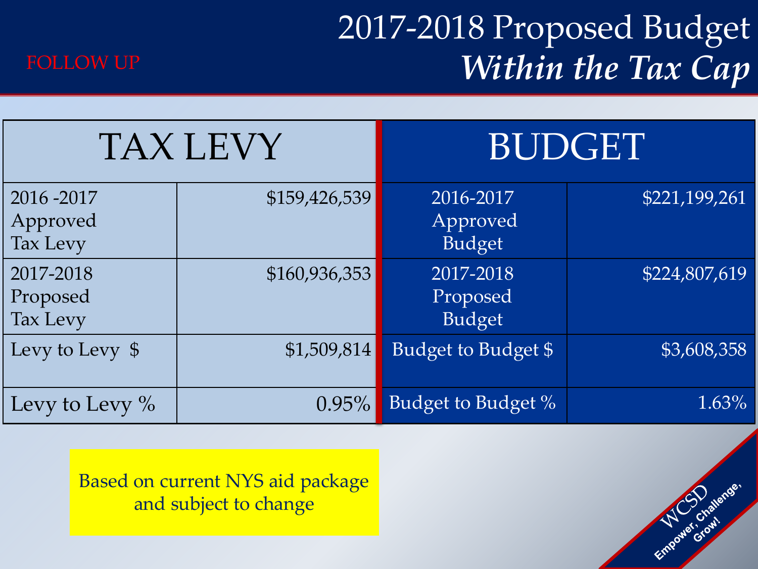FOLLOW UP

# 2017-2018 Proposed Budget *Within the Tax Cap*

| TAX LEVY | | BUDGET | |
|---|---|---|---|
| 2016 -2017 Approved Tax Levy | $159,426,539 | 2016-2017 Approved Budget | $221,199,261 |
| 2017-2018 Proposed Tax Levy | $160,936,353 | 2017-2018 Proposed Budget | $224,807,619 |
| Levy to Levy $ | $1,509,814 | Budget to Budget $ | $3,608,358 |
| Levy to Levy % | 0.95% | Budget to Budget % | 1.63% |

Based on current NYS aid package and subject to change

WCSD Empower, Challenge, Grow!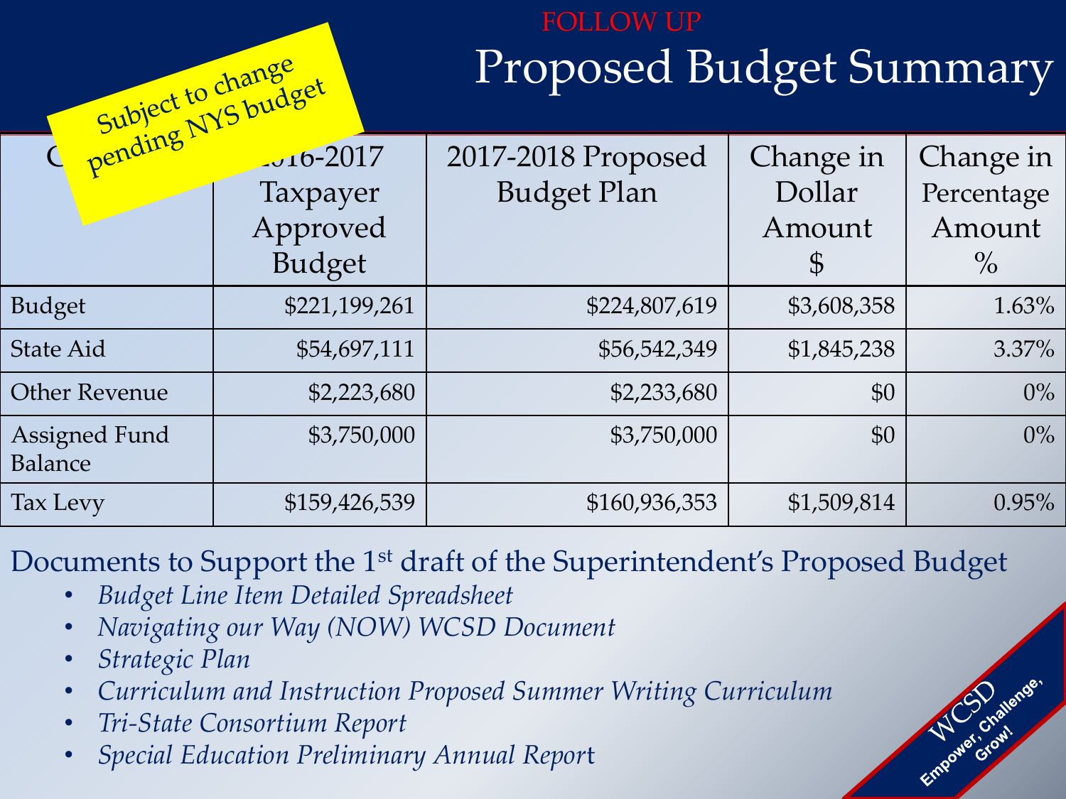FOLLOW UP

# Proposed Budget Summary

Subject to change pending NYS budget

| C | 2016-2017 Taxpayer Approved Budget | 2017-2018 Proposed Budget Plan | Change in Dollar Amount $ | Change in Percentage Amount % |
|---|---|---|---|---|
| Budget | $221,199,261 | $224,807,619 | $3,608,358 | 1.63% |
| State Aid | $54,697,111 | $56,542,349 | $1,845,238 | 3.37% |
| Other Revenue | $2,223,680 | $2,233,680 | $0 | 0% |
| Assigned Fund Balance | $3,750,000 | $3,750,000 | $0 | 0% |
| Tax Levy | $159,426,539 | $160,936,353 | $1,509,814 | 0.95% |

Documents to Support the 1st draft of the Superintendent's Proposed Budget

- *Budget Line Item Detailed Spreadsheet*
- *Navigating our Way (NOW) WCSD Document*
- *Strategic Plan*
- *Curriculum and Instruction Proposed Summer Writing Curriculum*
- *Tri-State Consortium Report*
- *Special Education Preliminary Annual Report*

WCSD Empower, Challenge, Grow!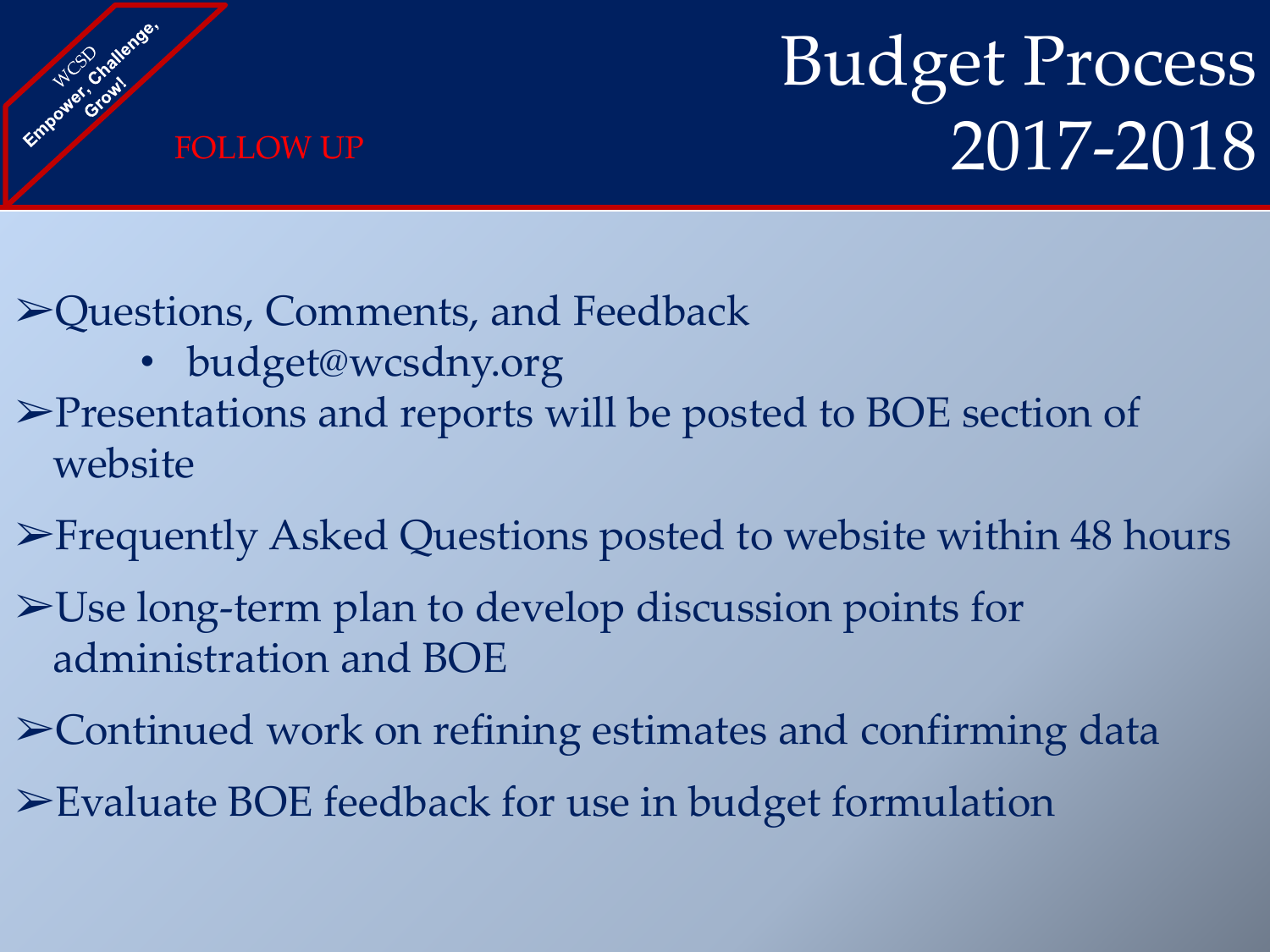WCSD
Empower, Challenge, Grow!

FOLLOW UP

# Budget Process 2017-2018

- Questions, Comments, and Feedback
  - budget@wcsdny.org
- Presentations and reports will be posted to BOE section of website
- Frequently Asked Questions posted to website within 48 hours
- Use long-term plan to develop discussion points for administration and BOE
- Continued work on refining estimates and confirming data
- Evaluate BOE feedback for use in budget formulation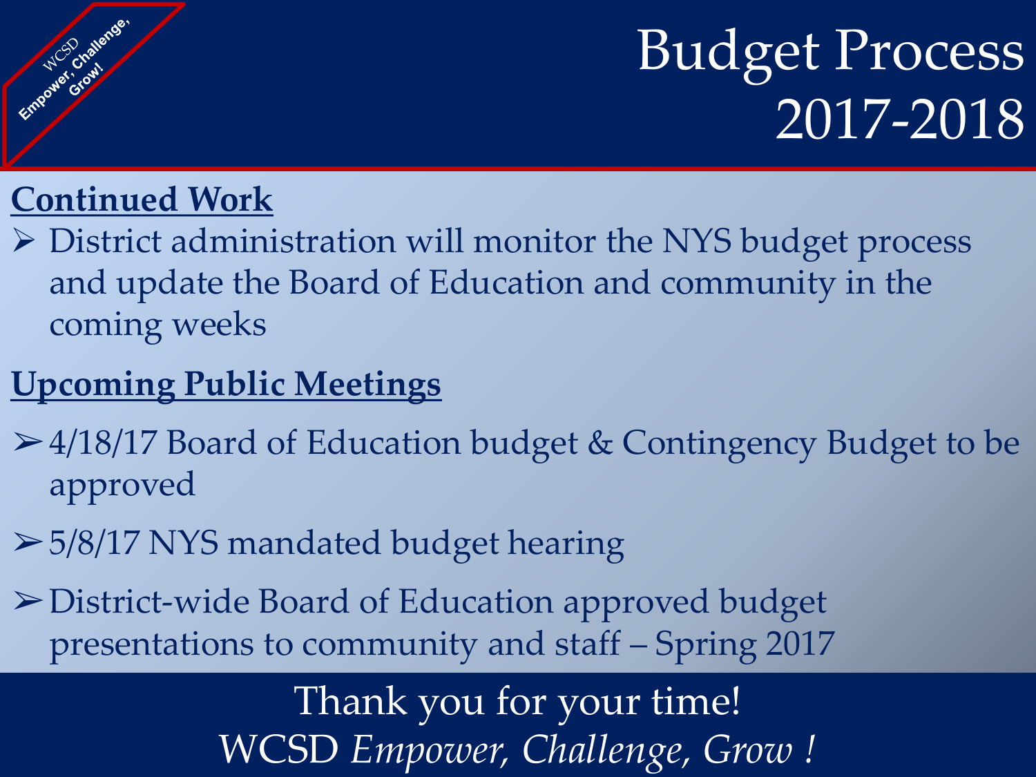WCSD Empower, Challenge, Grow!

# Budget Process 2017-2018

## Continued Work

- District administration will monitor the NYS budget process and update the Board of Education and community in the coming weeks

## Upcoming Public Meetings

- 4/18/17 Board of Education budget & Contingency Budget to be approved
- 5/8/17 NYS mandated budget hearing
- District-wide Board of Education approved budget presentations to community and staff – Spring 2017

Thank you for your time!

WCSD *Empower, Challenge, Grow !*